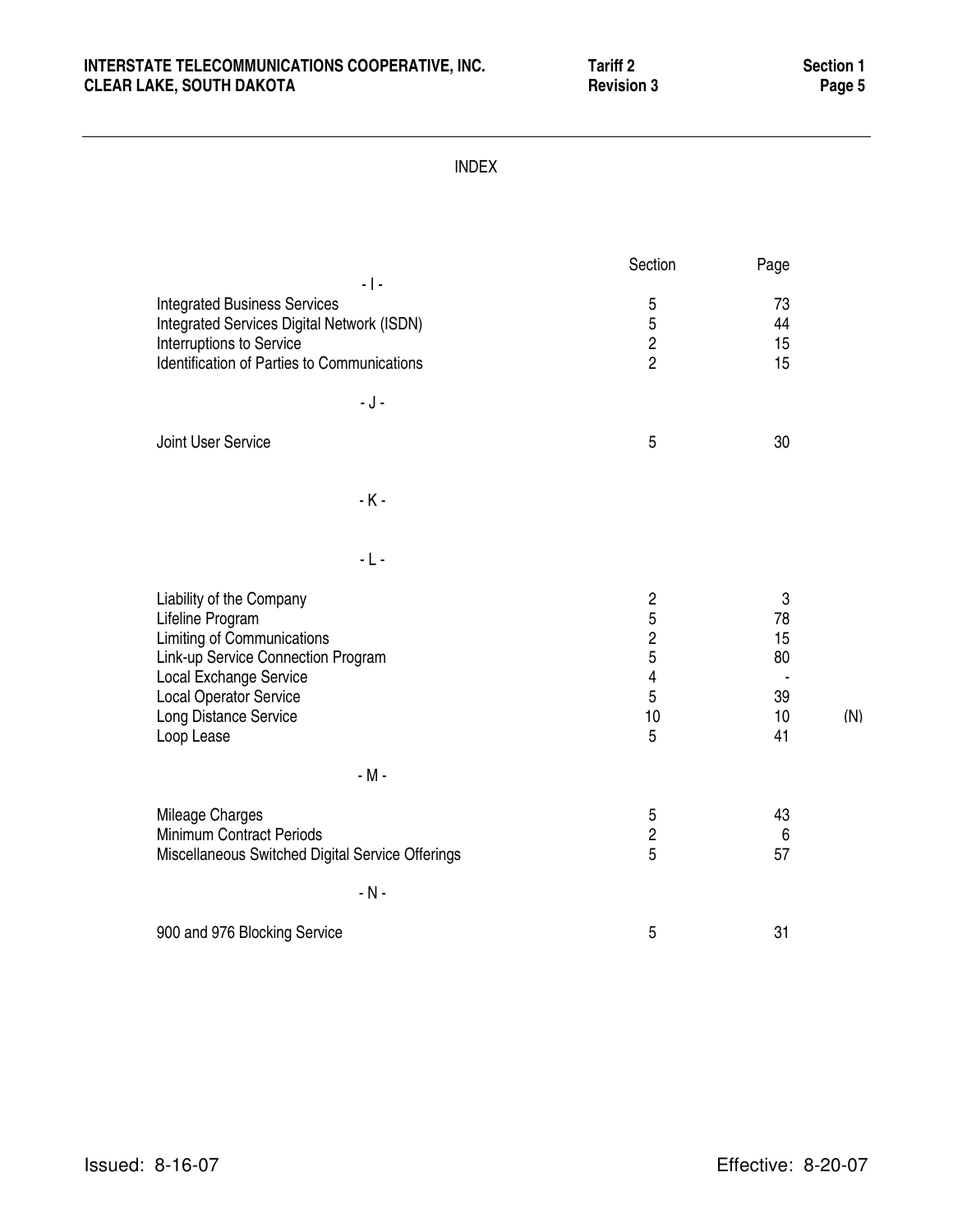# INDEX

| | Section | Page | |
|---|---|---|---|
| **- I -** | | | |
| Integrated Business Services | 5 | 73 | |
| Integrated Services Digital Network (ISDN) | 5 | 44 | |
| Interruptions to Service | 2 | 15 | |
| Identification of Parties to Communications | 2 | 15 | |
| **- J -** | | | |
| Joint User Service | 5 | 30 | |
| **- K -** | | | |
| **- L -** | | | |
| Liability of the Company | 2 | 3 | |
| Lifeline Program | 5 | 78 | |
| Limiting of Communications | 2 | 15 | |
| Link-up Service Connection Program | 5 | 80 | |
| Local Exchange Service | 4 | - | |
| Local Operator Service | 5 | 39 | |
| Long Distance Service | 10 | 10 | (N) |
| Loop Lease | 5 | 41 | |
| **- M -** | | | |
| Mileage Charges | 5 | 43 | |
| Minimum Contract Periods | 2 | 6 | |
| Miscellaneous Switched Digital Service Offerings | 5 | 57 | |
| **- N -** | | | |
| 900 and 976 Blocking Service | 5 | 31 | |

Issued: 8-16-07 Effective: 8-20-07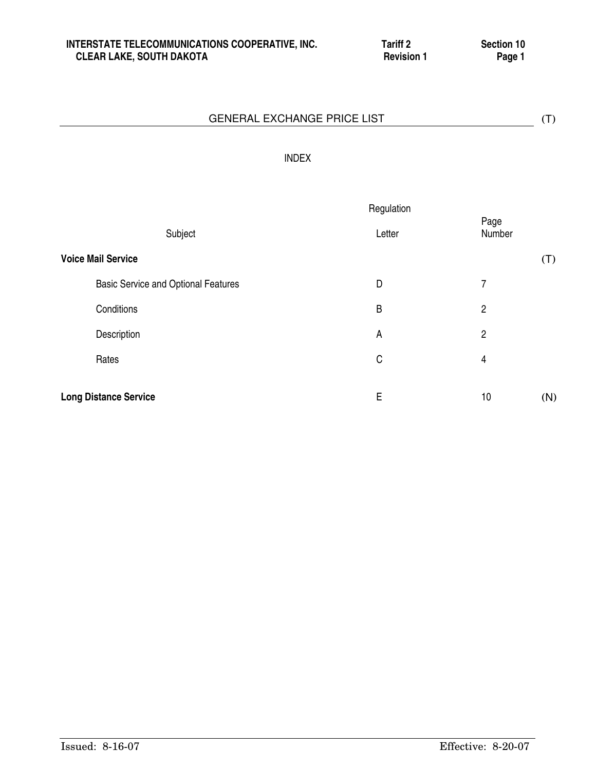# GENERAL EXCHANGE PRICE LIST (T)

## INDEX

| Subject | Regulation Letter | Page Number | |
|---|---|---|---|
| **Voice Mail Service** | | | (T) |
| Basic Service and Optional Features | D | 7 | |
| Conditions | B | 2 | |
| Description | A | 2 | |
| Rates | C | 4 | |
| **Long Distance Service** | E | 10 | (N) |

Issued: 8-16-07 Effective: 8-20-07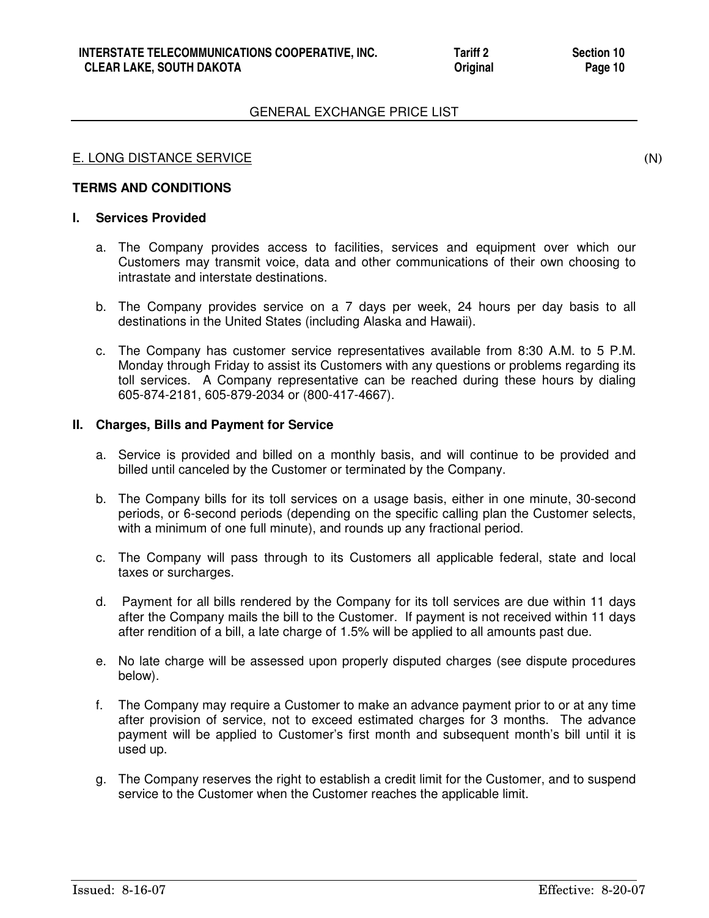## GENERAL EXCHANGE PRICE LIST

E. LONG DISTANCE SERVICE (N)

**TERMS AND CONDITIONS**

**I. Services Provided**

a. The Company provides access to facilities, services and equipment over which our Customers may transmit voice, data and other communications of their own choosing to intrastate and interstate destinations.

b. The Company provides service on a 7 days per week, 24 hours per day basis to all destinations in the United States (including Alaska and Hawaii).

c. The Company has customer service representatives available from 8:30 A.M. to 5 P.M. Monday through Friday to assist its Customers with any questions or problems regarding its toll services. A Company representative can be reached during these hours by dialing 605-874-2181, 605-879-2034 or (800-417-4667).

**II. Charges, Bills and Payment for Service**

a. Service is provided and billed on a monthly basis, and will continue to be provided and billed until canceled by the Customer or terminated by the Company.

b. The Company bills for its toll services on a usage basis, either in one minute, 30-second periods, or 6-second periods (depending on the specific calling plan the Customer selects, with a minimum of one full minute), and rounds up any fractional period.

c. The Company will pass through to its Customers all applicable federal, state and local taxes or surcharges.

d. Payment for all bills rendered by the Company for its toll services are due within 11 days after the Company mails the bill to the Customer. If payment is not received within 11 days after rendition of a bill, a late charge of 1.5% will be applied to all amounts past due.

e. No late charge will be assessed upon properly disputed charges (see dispute procedures below).

f. The Company may require a Customer to make an advance payment prior to or at any time after provision of service, not to exceed estimated charges for 3 months. The advance payment will be applied to Customer's first month and subsequent month's bill until it is used up.

g. The Company reserves the right to establish a credit limit for the Customer, and to suspend service to the Customer when the Customer reaches the applicable limit.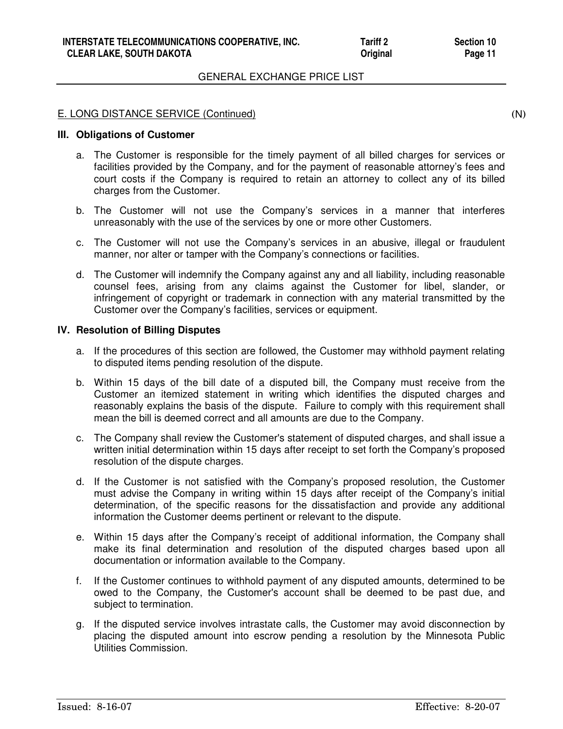E. LONG DISTANCE SERVICE (Continued) (N)

### III. Obligations of Customer

a. The Customer is responsible for the timely payment of all billed charges for services or facilities provided by the Company, and for the payment of reasonable attorney's fees and court costs if the Company is required to retain an attorney to collect any of its billed charges from the Customer.

b. The Customer will not use the Company's services in a manner that interferes unreasonably with the use of the services by one or more other Customers.

c. The Customer will not use the Company's services in an abusive, illegal or fraudulent manner, nor alter or tamper with the Company's connections or facilities.

d. The Customer will indemnify the Company against any and all liability, including reasonable counsel fees, arising from any claims against the Customer for libel, slander, or infringement of copyright or trademark in connection with any material transmitted by the Customer over the Company's facilities, services or equipment.

### IV. Resolution of Billing Disputes

a. If the procedures of this section are followed, the Customer may withhold payment relating to disputed items pending resolution of the dispute.

b. Within 15 days of the bill date of a disputed bill, the Company must receive from the Customer an itemized statement in writing which identifies the disputed charges and reasonably explains the basis of the dispute. Failure to comply with this requirement shall mean the bill is deemed correct and all amounts are due to the Company.

c. The Company shall review the Customer's statement of disputed charges, and shall issue a written initial determination within 15 days after receipt to set forth the Company's proposed resolution of the dispute charges.

d. If the Customer is not satisfied with the Company's proposed resolution, the Customer must advise the Company in writing within 15 days after receipt of the Company's initial determination, of the specific reasons for the dissatisfaction and provide any additional information the Customer deems pertinent or relevant to the dispute.

e. Within 15 days after the Company's receipt of additional information, the Company shall make its final determination and resolution of the disputed charges based upon all documentation or information available to the Company.

f. If the Customer continues to withhold payment of any disputed amounts, determined to be owed to the Company, the Customer's account shall be deemed to be past due, and subject to termination.

g. If the disputed service involves intrastate calls, the Customer may avoid disconnection by placing the disputed amount into escrow pending a resolution by the Minnesota Public Utilities Commission.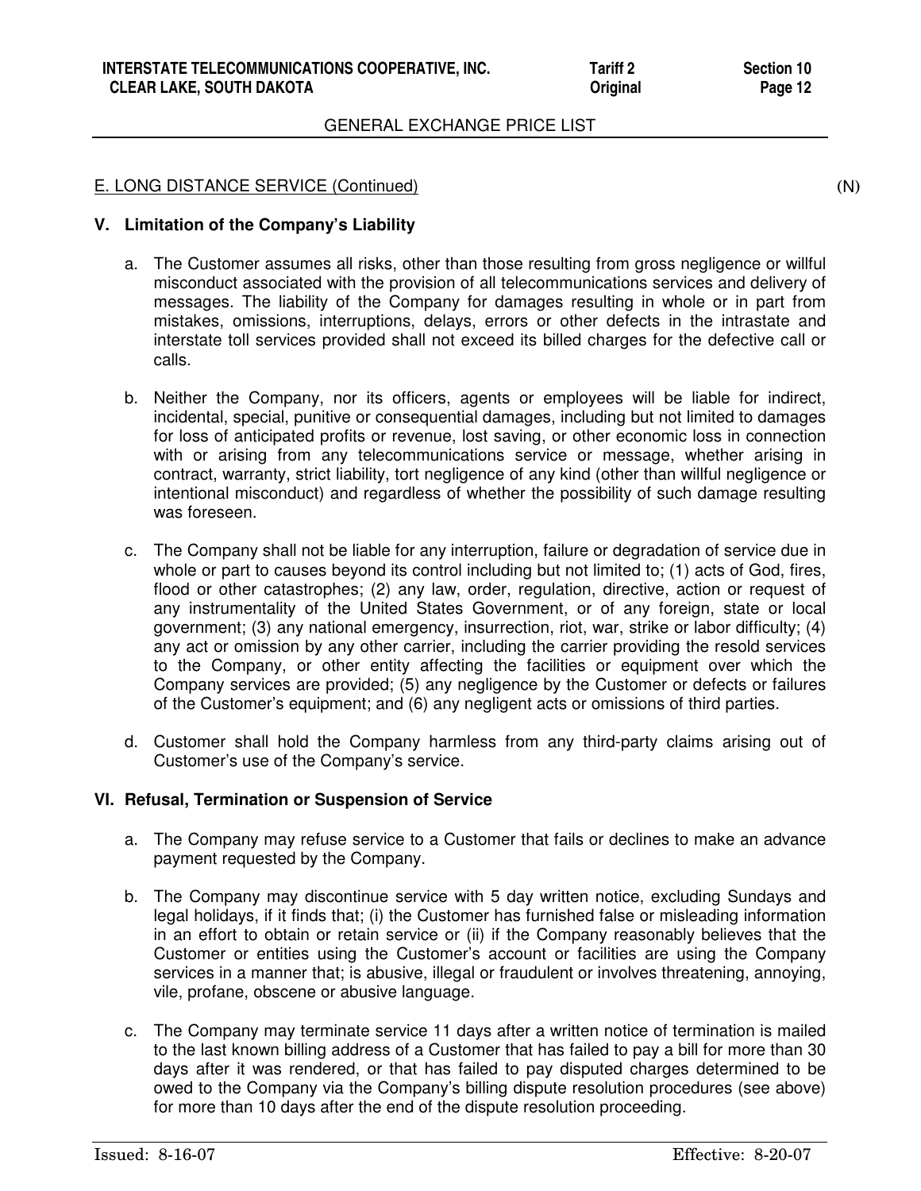## GENERAL EXCHANGE PRICE LIST

E. LONG DISTANCE SERVICE (Continued) (N)

### V. Limitation of the Company's Liability

a. The Customer assumes all risks, other than those resulting from gross negligence or willful misconduct associated with the provision of all telecommunications services and delivery of messages. The liability of the Company for damages resulting in whole or in part from mistakes, omissions, interruptions, delays, errors or other defects in the intrastate and interstate toll services provided shall not exceed its billed charges for the defective call or calls.

b. Neither the Company, nor its officers, agents or employees will be liable for indirect, incidental, special, punitive or consequential damages, including but not limited to damages for loss of anticipated profits or revenue, lost saving, or other economic loss in connection with or arising from any telecommunications service or message, whether arising in contract, warranty, strict liability, tort negligence of any kind (other than willful negligence or intentional misconduct) and regardless of whether the possibility of such damage resulting was foreseen.

c. The Company shall not be liable for any interruption, failure or degradation of service due in whole or part to causes beyond its control including but not limited to; (1) acts of God, fires, flood or other catastrophes; (2) any law, order, regulation, directive, action or request of any instrumentality of the United States Government, or of any foreign, state or local government; (3) any national emergency, insurrection, riot, war, strike or labor difficulty; (4) any act or omission by any other carrier, including the carrier providing the resold services to the Company, or other entity affecting the facilities or equipment over which the Company services are provided; (5) any negligence by the Customer or defects or failures of the Customer's equipment; and (6) any negligent acts or omissions of third parties.

d. Customer shall hold the Company harmless from any third-party claims arising out of Customer's use of the Company's service.

### VI. Refusal, Termination or Suspension of Service

a. The Company may refuse service to a Customer that fails or declines to make an advance payment requested by the Company.

b. The Company may discontinue service with 5 day written notice, excluding Sundays and legal holidays, if it finds that; (i) the Customer has furnished false or misleading information in an effort to obtain or retain service or (ii) if the Company reasonably believes that the Customer or entities using the Customer's account or facilities are using the Company services in a manner that; is abusive, illegal or fraudulent or involves threatening, annoying, vile, profane, obscene or abusive language.

c. The Company may terminate service 11 days after a written notice of termination is mailed to the last known billing address of a Customer that has failed to pay a bill for more than 30 days after it was rendered, or that has failed to pay disputed charges determined to be owed to the Company via the Company's billing dispute resolution procedures (see above) for more than 10 days after the end of the dispute resolution proceeding.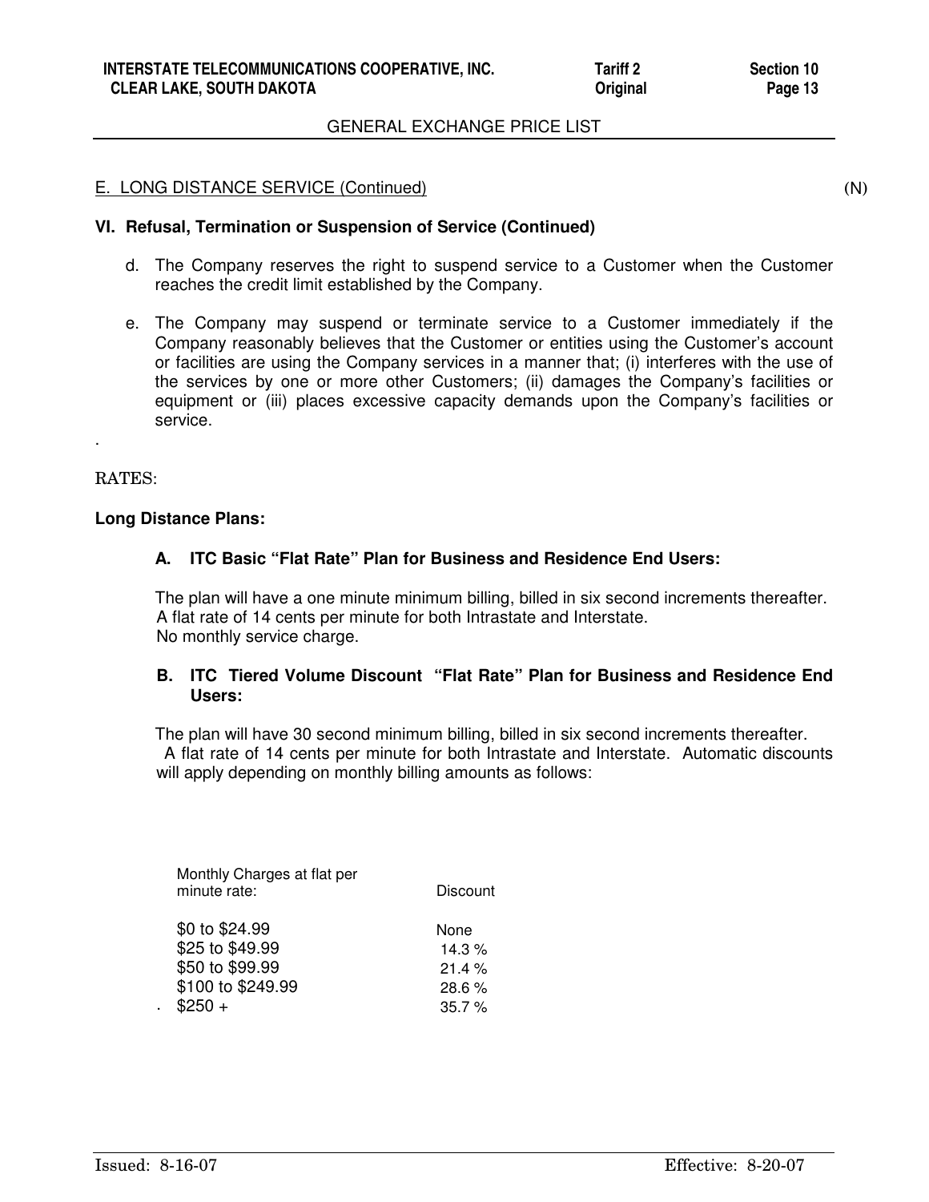GENERAL EXCHANGE PRICE LIST

E. LONG DISTANCE SERVICE (Continued) (N)

**VI. Refusal, Termination or Suspension of Service (Continued)**

d. The Company reserves the right to suspend service to a Customer when the Customer reaches the credit limit established by the Company.

e. The Company may suspend or terminate service to a Customer immediately if the Company reasonably believes that the Customer or entities using the Customer's account or facilities are using the Company services in a manner that; (i) interferes with the use of the services by one or more other Customers; (ii) damages the Company's facilities or equipment or (iii) places excessive capacity demands upon the Company's facilities or service.

RATES:

**Long Distance Plans:**

**A. ITC Basic "Flat Rate" Plan for Business and Residence End Users:**

The plan will have a one minute minimum billing, billed in six second increments thereafter. A flat rate of 14 cents per minute for both Intrastate and Interstate. No monthly service charge.

**B. ITC Tiered Volume Discount "Flat Rate" Plan for Business and Residence End Users:**

The plan will have 30 second minimum billing, billed in six second increments thereafter. A flat rate of 14 cents per minute for both Intrastate and Interstate. Automatic discounts will apply depending on monthly billing amounts as follows:

| Monthly Charges at flat per minute rate: | Discount |
| --- | --- |
| $0 to $24.99 | None |
| $25 to $49.99 | 14.3 % |
| $50 to $99.99 | 21.4 % |
| $100 to $249.99 | 28.6 % |
| $250 + | 35.7 % |

Issued: 8-16-07 Effective: 8-20-07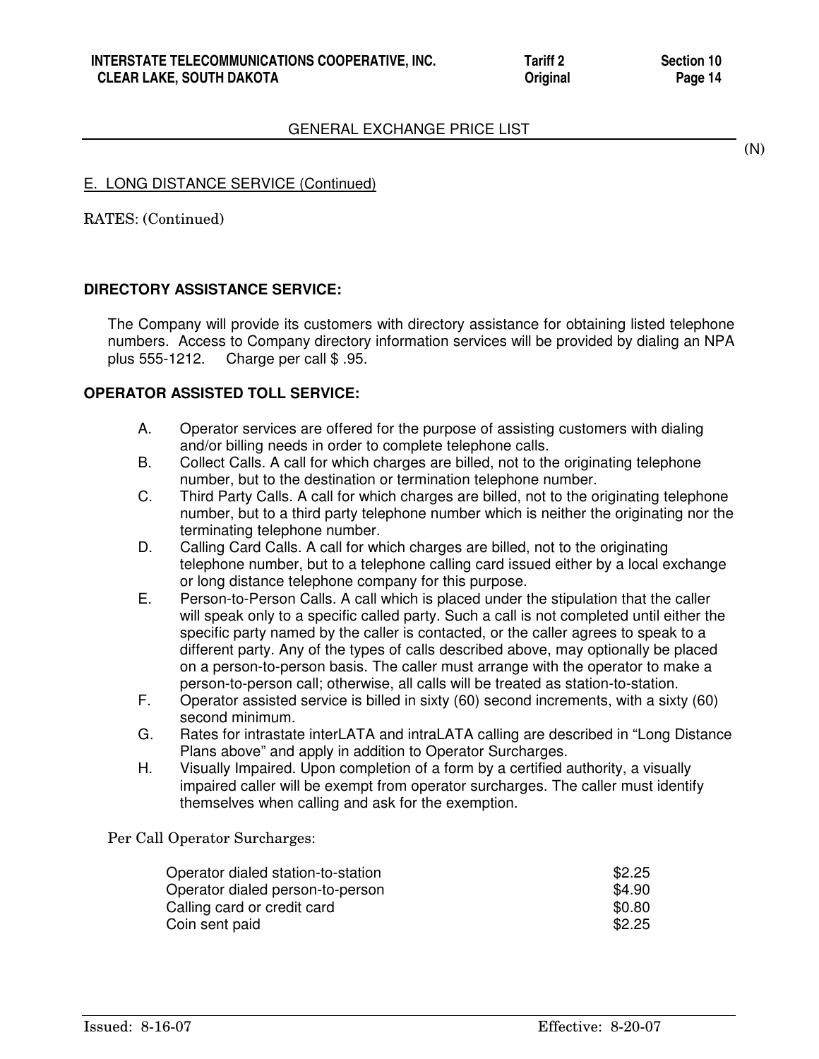GENERAL EXCHANGE PRICE LIST

(N)

E. LONG DISTANCE SERVICE (Continued)

RATES: (Continued)

**DIRECTORY ASSISTANCE SERVICE:**

The Company will provide its customers with directory assistance for obtaining listed telephone numbers. Access to Company directory information services will be provided by dialing an NPA plus 555-1212. Charge per call $ .95.

**OPERATOR ASSISTED TOLL SERVICE:**

A. Operator services are offered for the purpose of assisting customers with dialing and/or billing needs in order to complete telephone calls.

B. Collect Calls. A call for which charges are billed, not to the originating telephone number, but to the destination or termination telephone number.

C. Third Party Calls. A call for which charges are billed, not to the originating telephone number, but to a third party telephone number which is neither the originating nor the terminating telephone number.

D. Calling Card Calls. A call for which charges are billed, not to the originating telephone number, but to a telephone calling card issued either by a local exchange or long distance telephone company for this purpose.

E. Person-to-Person Calls. A call which is placed under the stipulation that the caller will speak only to a specific called party. Such a call is not completed until either the specific party named by the caller is contacted, or the caller agrees to speak to a different party. Any of the types of calls described above, may optionally be placed on a person-to-person basis. The caller must arrange with the operator to make a person-to-person call; otherwise, all calls will be treated as station-to-station.

F. Operator assisted service is billed in sixty (60) second increments, with a sixty (60) second minimum.

G. Rates for intrastate interLATA and intraLATA calling are described in "Long Distance Plans above" and apply in addition to Operator Surcharges.

H. Visually Impaired. Upon completion of a form by a certified authority, a visually impaired caller will be exempt from operator surcharges. The caller must identify themselves when calling and ask for the exemption.

Per Call Operator Surcharges:

| | |
|---|---|
| Operator dialed station-to-station | $2.25 |
| Operator dialed person-to-person | $4.90 |
| Calling card or credit card | $0.80 |
| Coin sent paid | $2.25 |

Issued: 8-16-07 Effective: 8-20-07